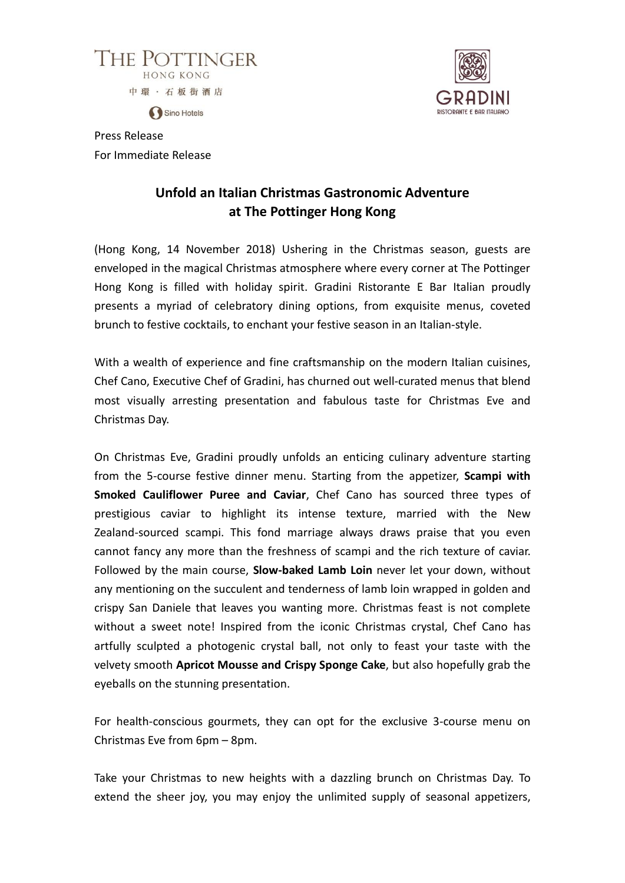THE POTTINGER
HONG KONG
中環・石板街酒店
Sino Hotels

GRADINI
RISTORANTE E BAR ITALIANO

Press Release
For Immediate Release

## Unfold an Italian Christmas Gastronomic Adventure at The Pottinger Hong Kong

(Hong Kong, 14 November 2018) Ushering in the Christmas season, guests are enveloped in the magical Christmas atmosphere where every corner at The Pottinger Hong Kong is filled with holiday spirit. Gradini Ristorante E Bar Italian proudly presents a myriad of celebratory dining options, from exquisite menus, coveted brunch to festive cocktails, to enchant your festive season in an Italian-style.

With a wealth of experience and fine craftsmanship on the modern Italian cuisines, Chef Cano, Executive Chef of Gradini, has churned out well-curated menus that blend most visually arresting presentation and fabulous taste for Christmas Eve and Christmas Day.

On Christmas Eve, Gradini proudly unfolds an enticing culinary adventure starting from the 5-course festive dinner menu. Starting from the appetizer, **Scampi with Smoked Cauliflower Puree and Caviar**, Chef Cano has sourced three types of prestigious caviar to highlight its intense texture, married with the New Zealand-sourced scampi. This fond marriage always draws praise that you even cannot fancy any more than the freshness of scampi and the rich texture of caviar. Followed by the main course, **Slow-baked Lamb Loin** never let your down, without any mentioning on the succulent and tenderness of lamb loin wrapped in golden and crispy San Daniele that leaves you wanting more. Christmas feast is not complete without a sweet note! Inspired from the iconic Christmas crystal, Chef Cano has artfully sculpted a photogenic crystal ball, not only to feast your taste with the velvety smooth **Apricot Mousse and Crispy Sponge Cake**, but also hopefully grab the eyeballs on the stunning presentation.

For health-conscious gourmets, they can opt for the exclusive 3-course menu on Christmas Eve from 6pm – 8pm.

Take your Christmas to new heights with a dazzling brunch on Christmas Day. To extend the sheer joy, you may enjoy the unlimited supply of seasonal appetizers,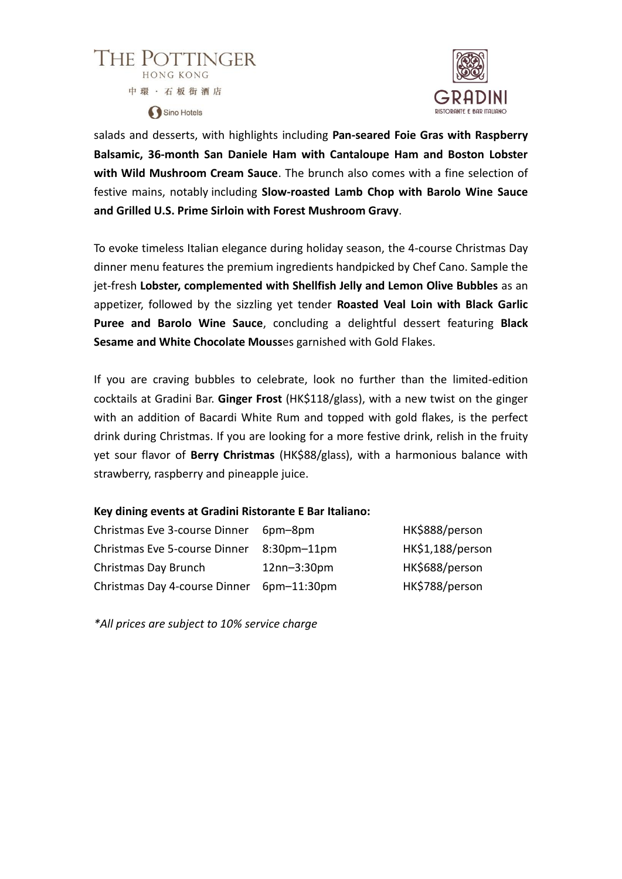salads and desserts, with highlights including **Pan-seared Foie Gras with Raspberry Balsamic, 36-month San Daniele Ham with Cantaloupe Ham and Boston Lobster with Wild Mushroom Cream Sauce**. The brunch also comes with a fine selection of festive mains, notably including **Slow-roasted Lamb Chop with Barolo Wine Sauce and Grilled U.S. Prime Sirloin with Forest Mushroom Gravy**.

To evoke timeless Italian elegance during holiday season, the 4-course Christmas Day dinner menu features the premium ingredients handpicked by Chef Cano. Sample the jet-fresh **Lobster, complemented with Shellfish Jelly and Lemon Olive Bubbles** as an appetizer, followed by the sizzling yet tender **Roasted Veal Loin with Black Garlic Puree and Barolo Wine Sauce**, concluding a delightful dessert featuring **Black Sesame and White Chocolate Mouss**es garnished with Gold Flakes.

If you are craving bubbles to celebrate, look no further than the limited-edition cocktails at Gradini Bar. **Ginger Frost** (HK$118/glass), with a new twist on the ginger with an addition of Bacardi White Rum and topped with gold flakes, is the perfect drink during Christmas. If you are looking for a more festive drink, relish in the fruity yet sour flavor of **Berry Christmas** (HK$88/glass), with a harmonious balance with strawberry, raspberry and pineapple juice.

**Key dining events at Gradini Ristorante E Bar Italiano:**

| | | |
|---|---|---|
| Christmas Eve 3-course Dinner | 6pm–8pm | HK$888/person |
| Christmas Eve 5-course Dinner | 8:30pm–11pm | HK$1,188/person |
| Christmas Day Brunch | 12nn–3:30pm | HK$688/person |
| Christmas Day 4-course Dinner | 6pm–11:30pm | HK$788/person |

*\*All prices are subject to 10% service charge*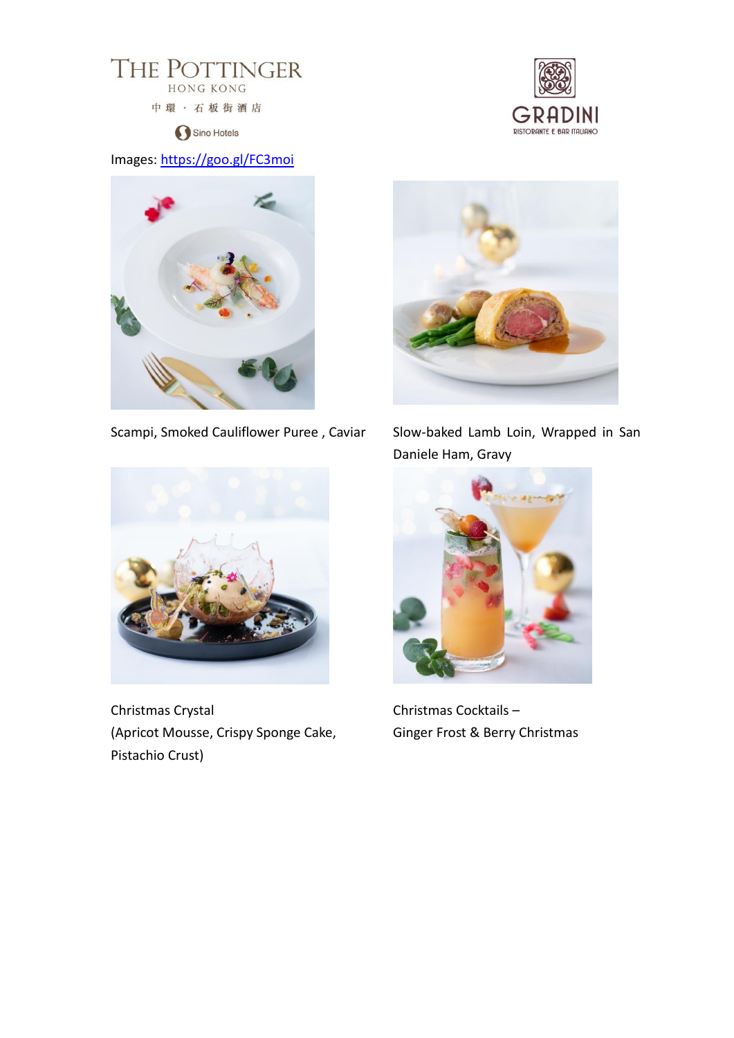THE POTTINGER
HONG KONG
中環 · 石板街酒店
Sino Hotels

GRADINI
RISTORANTE E BAR ITALIANO

Images: [https://goo.gl/FC3moi](https://goo.gl/FC3moi)

Scampi, Smoked Cauliflower Puree , Caviar

Slow-baked Lamb Loin, Wrapped in San Daniele Ham, Gravy

Christmas Crystal
(Apricot Mousse, Crispy Sponge Cake, Pistachio Crust)

Christmas Cocktails –
Ginger Frost & Berry Christmas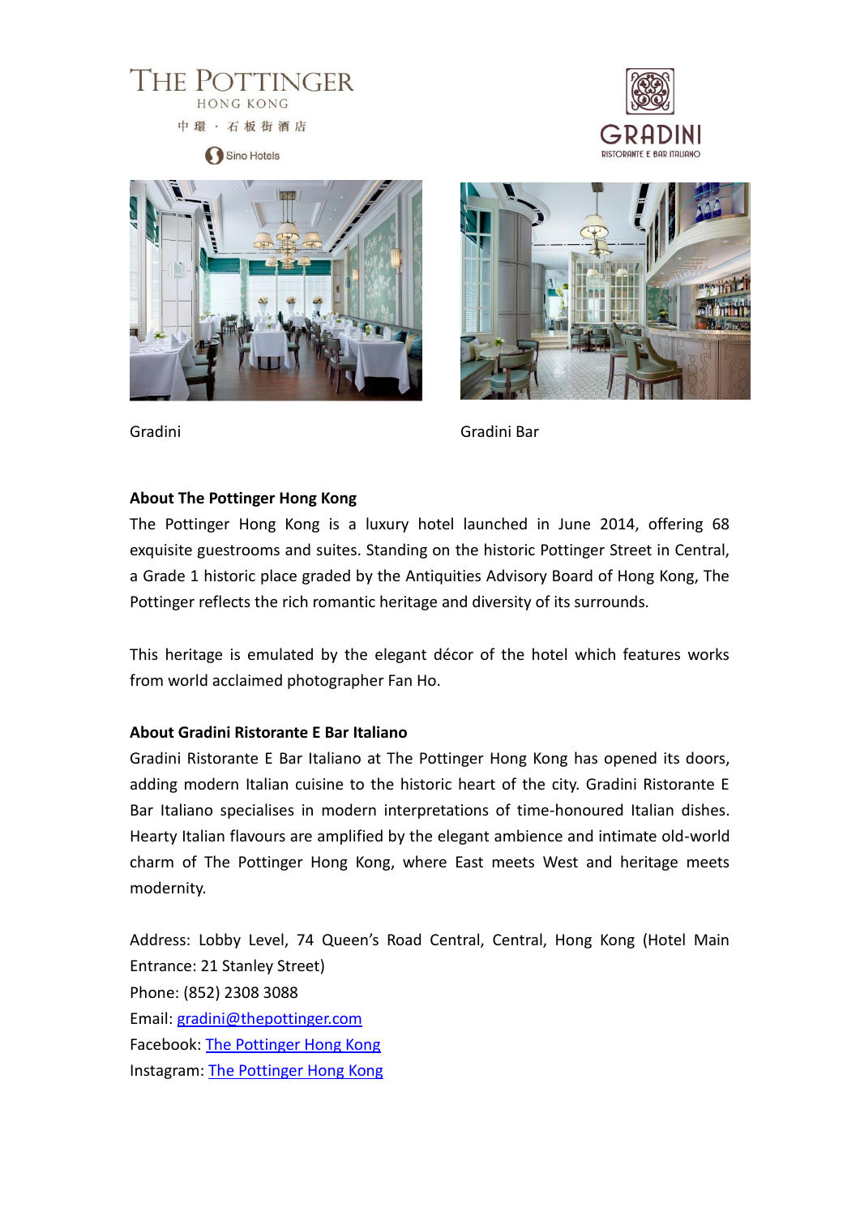THE POTTINGER
HONG KONG
中環 · 石板街酒店
Sino Hotels

GRADINI
RISTORANTE E BAR ITALIANO

Gradini

Gradini Bar

**About The Pottinger Hong Kong**

The Pottinger Hong Kong is a luxury hotel launched in June 2014, offering 68 exquisite guestrooms and suites. Standing on the historic Pottinger Street in Central, a Grade 1 historic place graded by the Antiquities Advisory Board of Hong Kong, The Pottinger reflects the rich romantic heritage and diversity of its surrounds.

This heritage is emulated by the elegant décor of the hotel which features works from world acclaimed photographer Fan Ho.

**About Gradini Ristorante E Bar Italiano**

Gradini Ristorante E Bar Italiano at The Pottinger Hong Kong has opened its doors, adding modern Italian cuisine to the historic heart of the city. Gradini Ristorante E Bar Italiano specialises in modern interpretations of time-honoured Italian dishes. Hearty Italian flavours are amplified by the elegant ambience and intimate old-world charm of The Pottinger Hong Kong, where East meets West and heritage meets modernity.

Address: Lobby Level, 74 Queen's Road Central, Central, Hong Kong (Hotel Main Entrance: 21 Stanley Street)
Phone: (852) 2308 3088
Email: gradini@thepottinger.com
Facebook: The Pottinger Hong Kong
Instagram: The Pottinger Hong Kong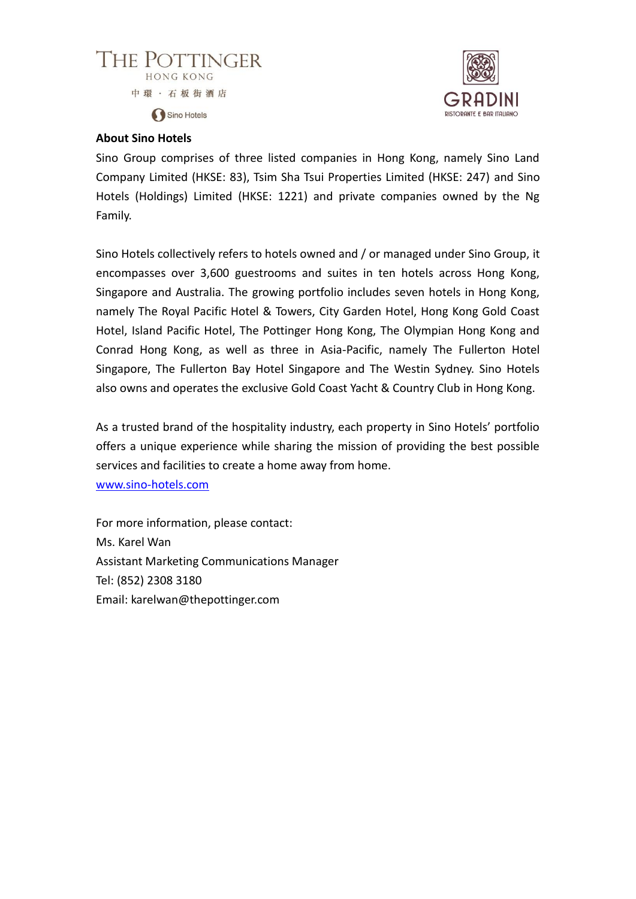THE POTTINGER
HONG KONG
中環・石板街酒店
Sino Hotels

GRADINI
RISTORANTE E BAR ITALIANO

**About Sino Hotels**

Sino Group comprises of three listed companies in Hong Kong, namely Sino Land Company Limited (HKSE: 83), Tsim Sha Tsui Properties Limited (HKSE: 247) and Sino Hotels (Holdings) Limited (HKSE: 1221) and private companies owned by the Ng Family.

Sino Hotels collectively refers to hotels owned and / or managed under Sino Group, it encompasses over 3,600 guestrooms and suites in ten hotels across Hong Kong, Singapore and Australia. The growing portfolio includes seven hotels in Hong Kong, namely The Royal Pacific Hotel & Towers, City Garden Hotel, Hong Kong Gold Coast Hotel, Island Pacific Hotel, The Pottinger Hong Kong, The Olympian Hong Kong and Conrad Hong Kong, as well as three in Asia-Pacific, namely The Fullerton Hotel Singapore, The Fullerton Bay Hotel Singapore and The Westin Sydney. Sino Hotels also owns and operates the exclusive Gold Coast Yacht & Country Club in Hong Kong.

As a trusted brand of the hospitality industry, each property in Sino Hotels' portfolio offers a unique experience while sharing the mission of providing the best possible services and facilities to create a home away from home.
www.sino-hotels.com

For more information, please contact:
Ms. Karel Wan
Assistant Marketing Communications Manager
Tel: (852) 2308 3180
Email: karelwan@thepottinger.com